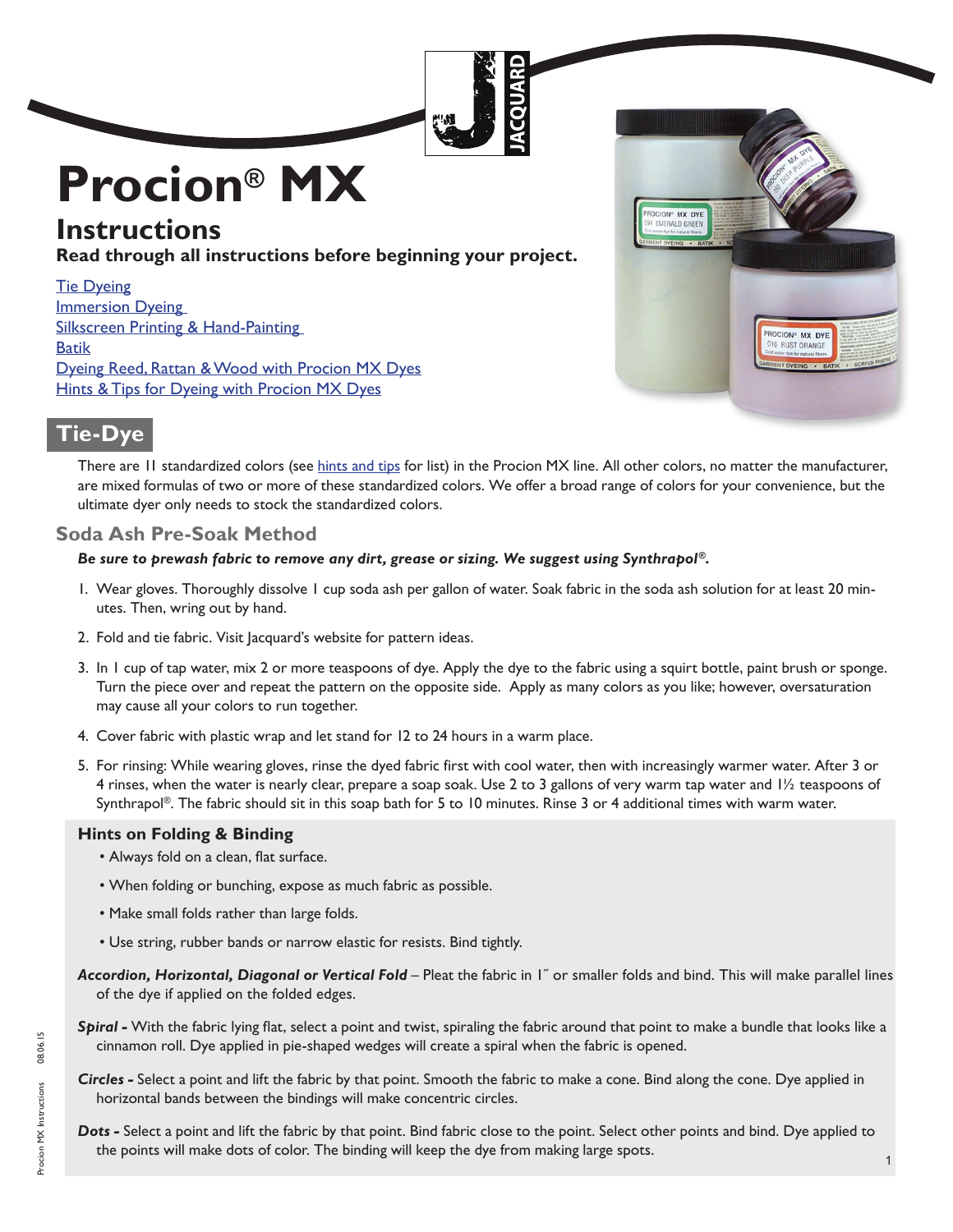# Procion® MX

## Instructions

**Read through all instructions before beginning your project.**

- [Tie Dyeing]
- [Immersion Dyeing]
- [Silkscreen Printing & Hand-Painting]
- [Batik]
- [Dyeing Reed, Rattan & Wood with Procion MX Dyes]
- [Hints & Tips for Dyeing with Procion MX Dyes]

## Tie-Dye

There are 11 standardized colors (see hints and tips for list) in the Procion MX line. All other colors, no matter the manufacturer, are mixed formulas of two or more of these standardized colors. We offer a broad range of colors for your convenience, but the ultimate dyer only needs to stock the standardized colors.

### Soda Ash Pre-Soak Method

***Be sure to prewash fabric to remove any dirt, grease or sizing. We suggest using Synthrapol®.***

1. Wear gloves. Thoroughly dissolve 1 cup soda ash per gallon of water. Soak fabric in the soda ash solution for at least 20 minutes. Then, wring out by hand.
2. Fold and tie fabric. Visit Jacquard's website for pattern ideas.
3. In 1 cup of tap water, mix 2 or more teaspoons of dye. Apply the dye to the fabric using a squirt bottle, paint brush or sponge. Turn the piece over and repeat the pattern on the opposite side. Apply as many colors as you like; however, oversaturation may cause all your colors to run together.
4. Cover fabric with plastic wrap and let stand for 12 to 24 hours in a warm place.
5. For rinsing: While wearing gloves, rinse the dyed fabric first with cool water, then with increasingly warmer water. After 3 or 4 rinses, when the water is nearly clear, prepare a soap soak. Use 2 to 3 gallons of very warm tap water and 1½ teaspoons of Synthrapol®. The fabric should sit in this soap bath for 5 to 10 minutes. Rinse 3 or 4 additional times with warm water.

#### Hints on Folding & Binding

- Always fold on a clean, flat surface.
- When folding or bunching, expose as much fabric as possible.
- Make small folds rather than large folds.
- Use string, rubber bands or narrow elastic for resists. Bind tightly.

***Accordion, Horizontal, Diagonal or Vertical Fold*** – Pleat the fabric in 1″ or smaller folds and bind. This will make parallel lines of the dye if applied on the folded edges.

***Spiral -*** With the fabric lying flat, select a point and twist, spiraling the fabric around that point to make a bundle that looks like a cinnamon roll. Dye applied in pie-shaped wedges will create a spiral when the fabric is opened.

***Circles -*** Select a point and lift the fabric by that point. Smooth the fabric to make a cone. Bind along the cone. Dye applied in horizontal bands between the bindings will make concentric circles.

***Dots -*** Select a point and lift the fabric by that point. Bind fabric close to the point. Select other points and bind. Dye applied to the points will make dots of color. The binding will keep the dye from making large spots.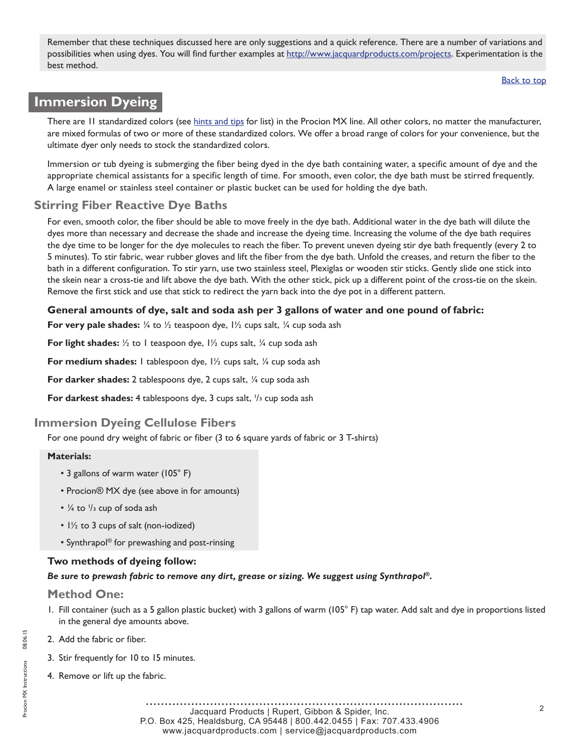Remember that these techniques discussed here are only suggestions and a quick reference. There are a number of variations and possibilities when using dyes. You will find further examples at http://www.jacquardproducts.com/projects. Experimentation is the best method.

Back to top

# Immersion Dyeing

There are 11 standardized colors (see hints and tips for list) in the Procion MX line. All other colors, no matter the manufacturer, are mixed formulas of two or more of these standardized colors. We offer a broad range of colors for your convenience, but the ultimate dyer only needs to stock the standardized colors.

Immersion or tub dyeing is submerging the fiber being dyed in the dye bath containing water, a specific amount of dye and the appropriate chemical assistants for a specific length of time. For smooth, even color, the dye bath must be stirred frequently. A large enamel or stainless steel container or plastic bucket can be used for holding the dye bath.

## Stirring Fiber Reactive Dye Baths

For even, smooth color, the fiber should be able to move freely in the dye bath. Additional water in the dye bath will dilute the dyes more than necessary and decrease the shade and increase the dyeing time. Increasing the volume of the dye bath requires the dye time to be longer for the dye molecules to reach the fiber. To prevent uneven dyeing stir dye bath frequently (every 2 to 5 minutes). To stir fabric, wear rubber gloves and lift the fiber from the dye bath. Unfold the creases, and return the fiber to the bath in a different configuration. To stir yarn, use two stainless steel, Plexiglas or wooden stir sticks. Gently slide one stick into the skein near a cross-tie and lift above the dye bath. With the other stick, pick up a different point of the cross-tie on the skein. Remove the first stick and use that stick to redirect the yarn back into the dye pot in a different pattern.

### General amounts of dye, salt and soda ash per 3 gallons of water and one pound of fabric:

**For very pale shades:** ¼ to ½ teaspoon dye, 1½ cups salt, ¼ cup soda ash

**For light shades:** ½ to 1 teaspoon dye, 1½ cups salt, ¼ cup soda ash

**For medium shades:** 1 tablespoon dye, 1½ cups salt, ¼ cup soda ash

**For darker shades:** 2 tablespoons dye, 2 cups salt, ¼ cup soda ash

**For darkest shades:** 4 tablespoons dye, 3 cups salt, ⅓ cup soda ash

## Immersion Dyeing Cellulose Fibers

For one pound dry weight of fabric or fiber (3 to 6 square yards of fabric or 3 T-shirts)

**Materials:**

- 3 gallons of warm water (105° F)
- Procion® MX dye (see above in for amounts)
- ¼ to ⅓ cup of soda ash
- 1½ to 3 cups of salt (non-iodized)
- Synthrapol® for prewashing and post-rinsing

### Two methods of dyeing follow:

***Be sure to prewash fabric to remove any dirt, grease or sizing. We suggest using Synthrapol®.***

### Method One:

1. Fill container (such as a 5 gallon plastic bucket) with 3 gallons of warm (105° F) tap water. Add salt and dye in proportions listed in the general dye amounts above.
2. Add the fabric or fiber.
3. Stir frequently for 10 to 15 minutes.
4. Remove or lift up the fabric.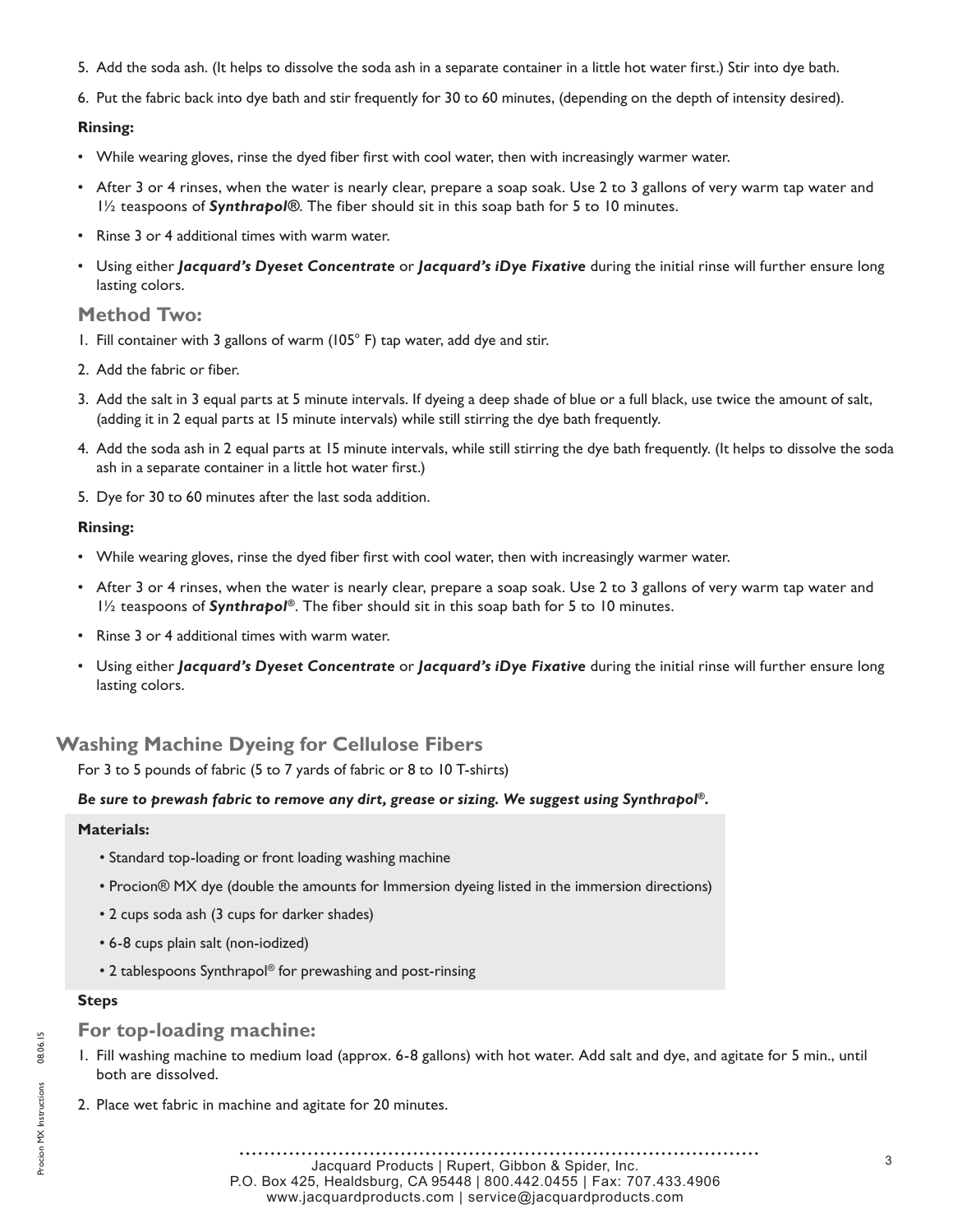5. Add the soda ash. (It helps to dissolve the soda ash in a separate container in a little hot water first.) Stir into dye bath.
6. Put the fabric back into dye bath and stir frequently for 30 to 60 minutes, (depending on the depth of intensity desired).

**Rinsing:**

- While wearing gloves, rinse the dyed fiber first with cool water, then with increasingly warmer water.
- After 3 or 4 rinses, when the water is nearly clear, prepare a soap soak. Use 2 to 3 gallons of very warm tap water and 1½ teaspoons of ***Synthrapol®***. The fiber should sit in this soap bath for 5 to 10 minutes.
- Rinse 3 or 4 additional times with warm water.
- Using either ***Jacquard's Dyeset Concentrate*** or ***Jacquard's iDye Fixative*** during the initial rinse will further ensure long lasting colors.

### Method Two:

1. Fill container with 3 gallons of warm (105° F) tap water, add dye and stir.
2. Add the fabric or fiber.
3. Add the salt in 3 equal parts at 5 minute intervals. If dyeing a deep shade of blue or a full black, use twice the amount of salt, (adding it in 2 equal parts at 15 minute intervals) while still stirring the dye bath frequently.
4. Add the soda ash in 2 equal parts at 15 minute intervals, while still stirring the dye bath frequently. (It helps to dissolve the soda ash in a separate container in a little hot water first.)
5. Dye for 30 to 60 minutes after the last soda addition.

**Rinsing:**

- While wearing gloves, rinse the dyed fiber first with cool water, then with increasingly warmer water.
- After 3 or 4 rinses, when the water is nearly clear, prepare a soap soak. Use 2 to 3 gallons of very warm tap water and 1½ teaspoons of ***Synthrapol®***. The fiber should sit in this soap bath for 5 to 10 minutes.
- Rinse 3 or 4 additional times with warm water.
- Using either ***Jacquard's Dyeset Concentrate*** or ***Jacquard's iDye Fixative*** during the initial rinse will further ensure long lasting colors.

## Washing Machine Dyeing for Cellulose Fibers

For 3 to 5 pounds of fabric (5 to 7 yards of fabric or 8 to 10 T-shirts)

***Be sure to prewash fabric to remove any dirt, grease or sizing. We suggest using Synthrapol®.***

**Materials:**

- Standard top-loading or front loading washing machine
- Procion® MX dye (double the amounts for Immersion dyeing listed in the immersion directions)
- 2 cups soda ash (3 cups for darker shades)
- 6-8 cups plain salt (non-iodized)
- 2 tablespoons Synthrapol® for prewashing and post-rinsing

**Steps**

### For top-loading machine:

1. Fill washing machine to medium load (approx. 6-8 gallons) with hot water. Add salt and dye, and agitate for 5 min., until both are dissolved.
2. Place wet fabric in machine and agitate for 20 minutes.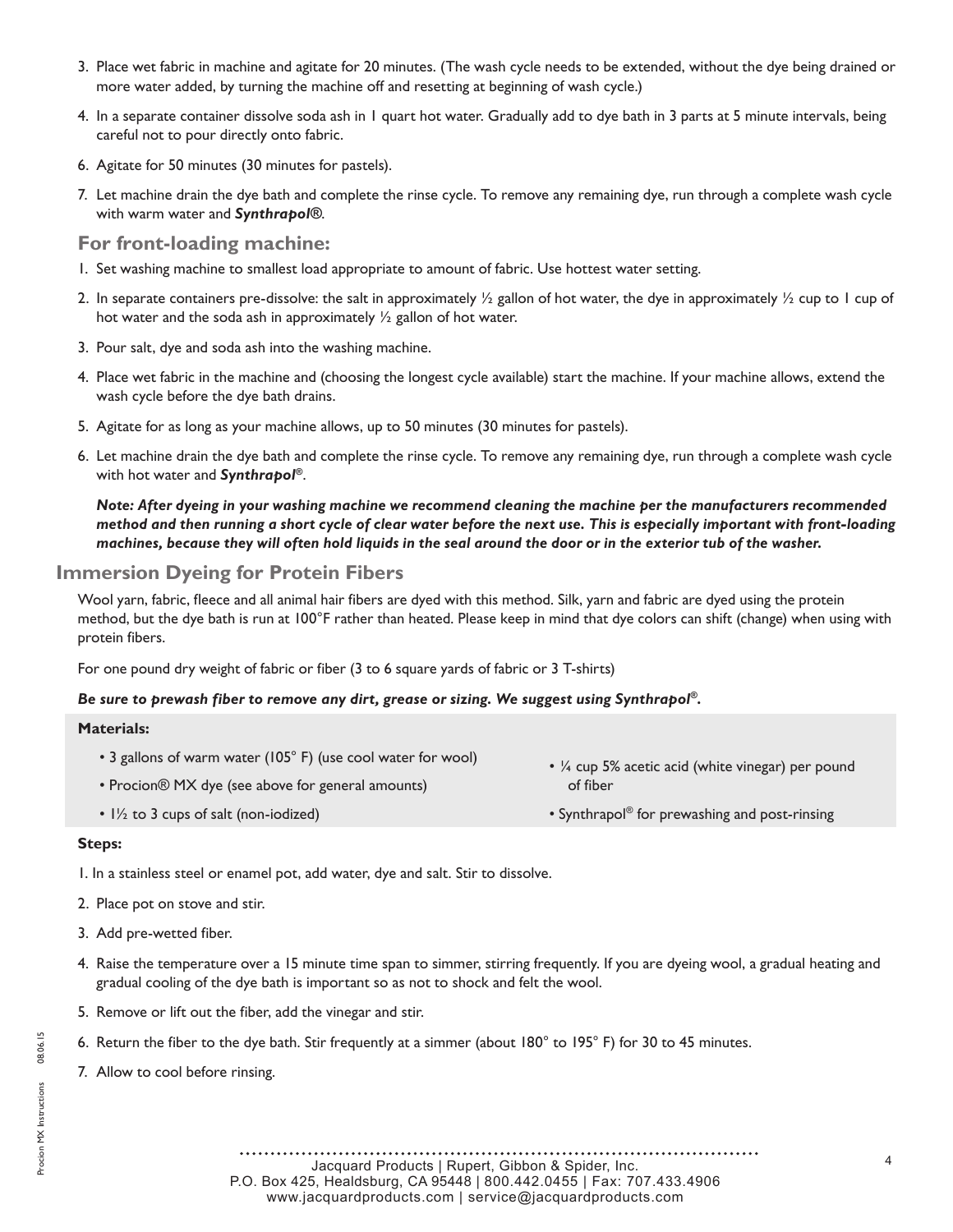3. Place wet fabric in machine and agitate for 20 minutes. (The wash cycle needs to be extended, without the dye being drained or more water added, by turning the machine off and resetting at beginning of wash cycle.)
4. In a separate container dissolve soda ash in 1 quart hot water. Gradually add to dye bath in 3 parts at 5 minute intervals, being careful not to pour directly onto fabric.
6. Agitate for 50 minutes (30 minutes for pastels).
7. Let machine drain the dye bath and complete the rinse cycle. To remove any remaining dye, run through a complete wash cycle with warm water and ***Synthrapol®***.

### For front-loading machine:

1. Set washing machine to smallest load appropriate to amount of fabric. Use hottest water setting.
2. In separate containers pre-dissolve: the salt in approximately ½ gallon of hot water, the dye in approximately ½ cup to 1 cup of hot water and the soda ash in approximately ½ gallon of hot water.
3. Pour salt, dye and soda ash into the washing machine.
4. Place wet fabric in the machine and (choosing the longest cycle available) start the machine. If your machine allows, extend the wash cycle before the dye bath drains.
5. Agitate for as long as your machine allows, up to 50 minutes (30 minutes for pastels).
6. Let machine drain the dye bath and complete the rinse cycle. To remove any remaining dye, run through a complete wash cycle with hot water and ***Synthrapol®***.

***Note: After dyeing in your washing machine we recommend cleaning the machine per the manufacturers recommended method and then running a short cycle of clear water before the next use. This is especially important with front-loading machines, because they will often hold liquids in the seal around the door or in the exterior tub of the washer.***

## Immersion Dyeing for Protein Fibers

Wool yarn, fabric, fleece and all animal hair fibers are dyed with this method. Silk, yarn and fabric are dyed using the protein method, but the dye bath is run at 100°F rather than heated. Please keep in mind that dye colors can shift (change) when using with protein fibers.

For one pound dry weight of fabric or fiber (3 to 6 square yards of fabric or 3 T-shirts)

***Be sure to prewash fiber to remove any dirt, grease or sizing. We suggest using Synthrapol®.***

**Materials:**

- 3 gallons of warm water (105° F) (use cool water for wool)
- Procion® MX dye (see above for general amounts)
- 1½ to 3 cups of salt (non-iodized)
- ¼ cup 5% acetic acid (white vinegar) per pound of fiber
- Synthrapol® for prewashing and post-rinsing

**Steps:**

1. In a stainless steel or enamel pot, add water, dye and salt. Stir to dissolve.
2. Place pot on stove and stir.
3. Add pre-wetted fiber.
4. Raise the temperature over a 15 minute time span to simmer, stirring frequently. If you are dyeing wool, a gradual heating and gradual cooling of the dye bath is important so as not to shock and felt the wool.
5. Remove or lift out the fiber, add the vinegar and stir.
6. Return the fiber to the dye bath. Stir frequently at a simmer (about 180° to 195° F) for 30 to 45 minutes.
7. Allow to cool before rinsing.

Jacquard Products | Rupert, Gibbon & Spider, Inc.
P.O. Box 425, Healdsburg, CA 95448 | 800.442.0455 | Fax: 707.433.4906
www.jacquardproducts.com | service@jacquardproducts.com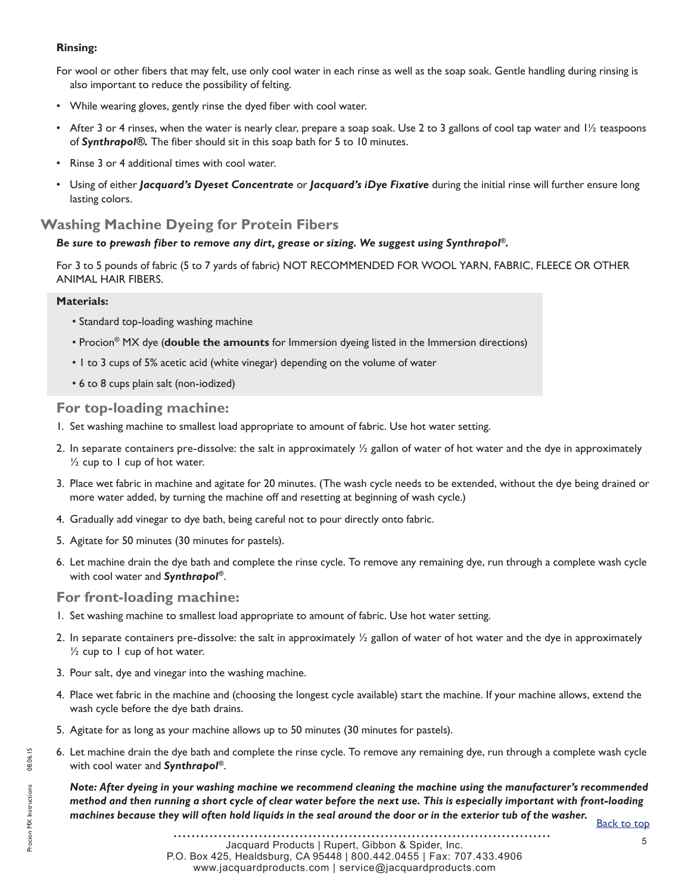**Rinsing:**

For wool or other fibers that may felt, use only cool water in each rinse as well as the soap soak. Gentle handling during rinsing is also important to reduce the possibility of felting.

- While wearing gloves, gently rinse the dyed fiber with cool water.
- After 3 or 4 rinses, when the water is nearly clear, prepare a soap soak. Use 2 to 3 gallons of cool tap water and 1½ teaspoons of ***Synthrapol®.*** The fiber should sit in this soap bath for 5 to 10 minutes.
- Rinse 3 or 4 additional times with cool water.
- Using of either ***Jacquard's Dyeset Concentrate*** or ***Jacquard's iDye Fixative*** during the initial rinse will further ensure long lasting colors.

## Washing Machine Dyeing for Protein Fibers

***Be sure to prewash fiber to remove any dirt, grease or sizing. We suggest using Synthrapol®.***

For 3 to 5 pounds of fabric (5 to 7 yards of fabric) NOT RECOMMENDED FOR WOOL YARN, FABRIC, FLEECE OR OTHER ANIMAL HAIR FIBERS.

**Materials:**

- Standard top-loading washing machine
- Procion® MX dye (**double the amounts** for Immersion dyeing listed in the Immersion directions)
- 1 to 3 cups of 5% acetic acid (white vinegar) depending on the volume of water
- 6 to 8 cups plain salt (non-iodized)

### For top-loading machine:

1. Set washing machine to smallest load appropriate to amount of fabric. Use hot water setting.
2. In separate containers pre-dissolve: the salt in approximately ½ gallon of water of hot water and the dye in approximately ½ cup to 1 cup of hot water.
3. Place wet fabric in machine and agitate for 20 minutes. (The wash cycle needs to be extended, without the dye being drained or more water added, by turning the machine off and resetting at beginning of wash cycle.)
4. Gradually add vinegar to dye bath, being careful not to pour directly onto fabric.
5. Agitate for 50 minutes (30 minutes for pastels).
6. Let machine drain the dye bath and complete the rinse cycle. To remove any remaining dye, run through a complete wash cycle with cool water and ***Synthrapol®***.

### For front-loading machine:

1. Set washing machine to smallest load appropriate to amount of fabric. Use hot water setting.
2. In separate containers pre-dissolve: the salt in approximately ½ gallon of water of hot water and the dye in approximately ½ cup to 1 cup of hot water.
3. Pour salt, dye and vinegar into the washing machine.
4. Place wet fabric in the machine and (choosing the longest cycle available) start the machine. If your machine allows, extend the wash cycle before the dye bath drains.
5. Agitate for as long as your machine allows up to 50 minutes (30 minutes for pastels).
6. Let machine drain the dye bath and complete the rinse cycle. To remove any remaining dye, run through a complete wash cycle with cool water and ***Synthrapol®***.

***Note: After dyeing in your washing machine we recommend cleaning the machine using the manufacturer's recommended method and then running a short cycle of clear water before the next use. This is especially important with front-loading machines because they will often hold liquids in the seal around the door or in the exterior tub of the washer.***

Back to top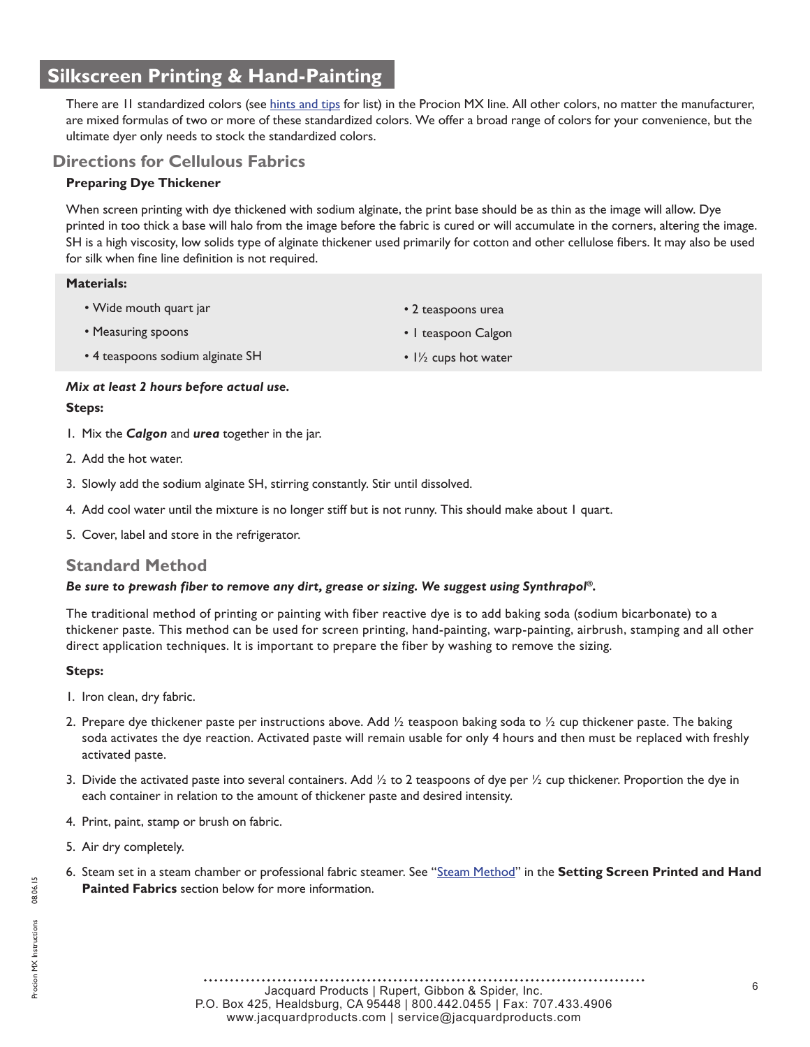## Silkscreen Printing & Hand-Painting

There are 11 standardized colors (see hints and tips for list) in the Procion MX line. All other colors, no matter the manufacturer, are mixed formulas of two or more of these standardized colors. We offer a broad range of colors for your convenience, but the ultimate dyer only needs to stock the standardized colors.

### Directions for Cellulous Fabrics

**Preparing Dye Thickener**

When screen printing with dye thickened with sodium alginate, the print base should be as thin as the image will allow. Dye printed in too thick a base will halo from the image before the fabric is cured or will accumulate in the corners, altering the image. SH is a high viscosity, low solids type of alginate thickener used primarily for cotton and other cellulose fibers. It may also be used for silk when fine line definition is not required.

**Materials:**

- Wide mouth quart jar
- Measuring spoons
- 4 teaspoons sodium alginate SH
- 2 teaspoons urea
- 1 teaspoon Calgon
- 1½ cups hot water

***Mix at least 2 hours before actual use.***

**Steps:**

1. Mix the ***Calgon*** and ***urea*** together in the jar.
2. Add the hot water.
3. Slowly add the sodium alginate SH, stirring constantly. Stir until dissolved.
4. Add cool water until the mixture is no longer stiff but is not runny. This should make about 1 quart.
5. Cover, label and store in the refrigerator.

### Standard Method

***Be sure to prewash fiber to remove any dirt, grease or sizing. We suggest using Synthrapol®.***

The traditional method of printing or painting with fiber reactive dye is to add baking soda (sodium bicarbonate) to a thickener paste. This method can be used for screen printing, hand-painting, warp-painting, airbrush, stamping and all other direct application techniques. It is important to prepare the fiber by washing to remove the sizing.

**Steps:**

1. Iron clean, dry fabric.
2. Prepare dye thickener paste per instructions above. Add ½ teaspoon baking soda to ½ cup thickener paste. The baking soda activates the dye reaction. Activated paste will remain usable for only 4 hours and then must be replaced with freshly activated paste.
3. Divide the activated paste into several containers. Add ½ to 2 teaspoons of dye per ½ cup thickener. Proportion the dye in each container in relation to the amount of thickener paste and desired intensity.
4. Print, paint, stamp or brush on fabric.
5. Air dry completely.
6. Steam set in a steam chamber or professional fabric steamer. See "Steam Method" in the **Setting Screen Printed and Hand Painted Fabrics** section below for more information.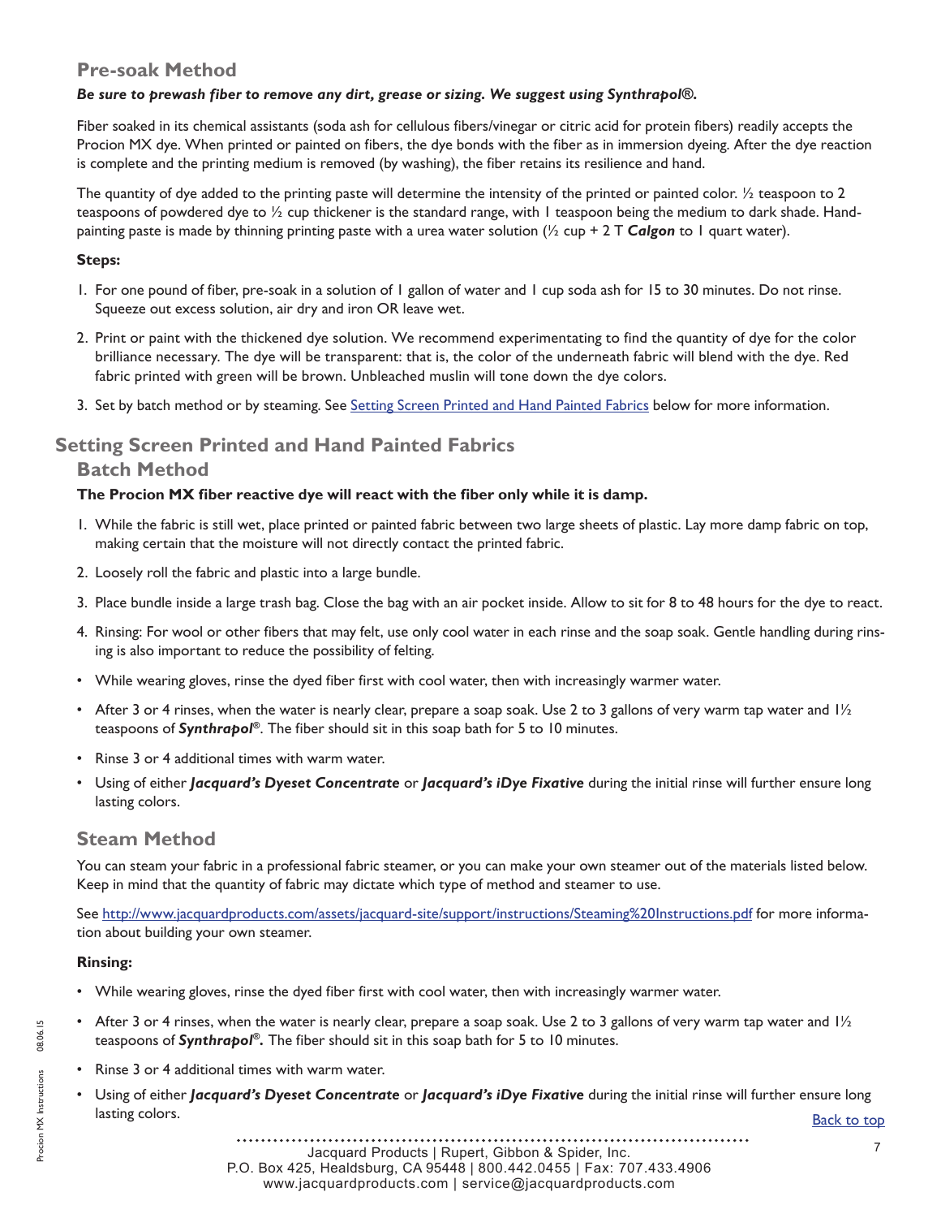## Pre-soak Method

***Be sure to prewash fiber to remove any dirt, grease or sizing. We suggest using Synthrapol®.***

Fiber soaked in its chemical assistants (soda ash for cellulous fibers/vinegar or citric acid for protein fibers) readily accepts the Procion MX dye. When printed or painted on fibers, the dye bonds with the fiber as in immersion dyeing. After the dye reaction is complete and the printing medium is removed (by washing), the fiber retains its resilience and hand.

The quantity of dye added to the printing paste will determine the intensity of the printed or painted color. ½ teaspoon to 2 teaspoons of powdered dye to ½ cup thickener is the standard range, with 1 teaspoon being the medium to dark shade. Hand-painting paste is made by thinning printing paste with a urea water solution (½ cup + 2 T ***Calgon*** to 1 quart water).

**Steps:**

1. For one pound of fiber, pre-soak in a solution of 1 gallon of water and 1 cup soda ash for 15 to 30 minutes. Do not rinse. Squeeze out excess solution, air dry and iron OR leave wet.
2. Print or paint with the thickened dye solution. We recommend experimentating to find the quantity of dye for the color brilliance necessary. The dye will be transparent: that is, the color of the underneath fabric will blend with the dye. Red fabric printed with green will be brown. Unbleached muslin will tone down the dye colors.
3. Set by batch method or by steaming. See Setting Screen Printed and Hand Painted Fabrics below for more information.

# Setting Screen Printed and Hand Painted Fabrics

## Batch Method

**The Procion MX fiber reactive dye will react with the fiber only while it is damp.**

1. While the fabric is still wet, place printed or painted fabric between two large sheets of plastic. Lay more damp fabric on top, making certain that the moisture will not directly contact the printed fabric.
2. Loosely roll the fabric and plastic into a large bundle.
3. Place bundle inside a large trash bag. Close the bag with an air pocket inside. Allow to sit for 8 to 48 hours for the dye to react.
4. Rinsing: For wool or other fibers that may felt, use only cool water in each rinse and the soap soak. Gentle handling during rinsing is also important to reduce the possibility of felting.

- While wearing gloves, rinse the dyed fiber first with cool water, then with increasingly warmer water.
- After 3 or 4 rinses, when the water is nearly clear, prepare a soap soak. Use 2 to 3 gallons of very warm tap water and 1½ teaspoons of ***Synthrapol***®. The fiber should sit in this soap bath for 5 to 10 minutes.
- Rinse 3 or 4 additional times with warm water.
- Using of either ***Jacquard's Dyeset Concentrate*** or ***Jacquard's iDye Fixative*** during the initial rinse will further ensure long lasting colors.

## Steam Method

You can steam your fabric in a professional fabric steamer, or you can make your own steamer out of the materials listed below. Keep in mind that the quantity of fabric may dictate which type of method and steamer to use.

See http://www.jacquardproducts.com/assets/jacquard-site/support/instructions/Steaming%20Instructions.pdf for more information about building your own steamer.

**Rinsing:**

- While wearing gloves, rinse the dyed fiber first with cool water, then with increasingly warmer water.
- After 3 or 4 rinses, when the water is nearly clear, prepare a soap soak. Use 2 to 3 gallons of very warm tap water and 1½ teaspoons of ***Synthrapol®.*** The fiber should sit in this soap bath for 5 to 10 minutes.
- Rinse 3 or 4 additional times with warm water.
- Using of either ***Jacquard's Dyeset Concentrate*** or ***Jacquard's iDye Fixative*** during the initial rinse will further ensure long lasting colors.

Back to top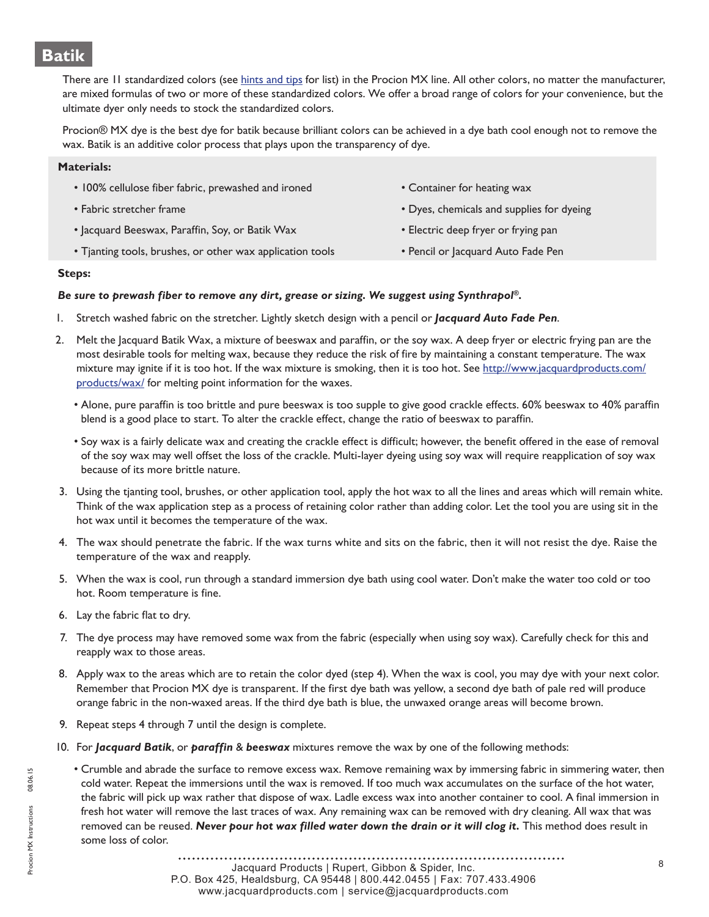# Batik

There are 11 standardized colors (see hints and tips for list) in the Procion MX line. All other colors, no matter the manufacturer, are mixed formulas of two or more of these standardized colors. We offer a broad range of colors for your convenience, but the ultimate dyer only needs to stock the standardized colors.

Procion® MX dye is the best dye for batik because brilliant colors can be achieved in a dye bath cool enough not to remove the wax. Batik is an additive color process that plays upon the transparency of dye.

**Materials:**

- 100% cellulose fiber fabric, prewashed and ironed
- Fabric stretcher frame
- Jacquard Beeswax, Paraffin, Soy, or Batik Wax
- Tjanting tools, brushes, or other wax application tools
- Container for heating wax
- Dyes, chemicals and supplies for dyeing
- Electric deep fryer or frying pan
- Pencil or Jacquard Auto Fade Pen

**Steps:**

***Be sure to prewash fiber to remove any dirt, grease or sizing. We suggest using Synthrapol®.***

1. Stretch washed fabric on the stretcher. Lightly sketch design with a pencil or ***Jacquard Auto Fade Pen***.
2. Melt the Jacquard Batik Wax, a mixture of beeswax and paraffin, or the soy wax. A deep fryer or electric frying pan are the most desirable tools for melting wax, because they reduce the risk of fire by maintaining a constant temperature. The wax mixture may ignite if it is too hot. If the wax mixture is smoking, then it is too hot. See http://www.jacquardproducts.com/products/wax/ for melting point information for the waxes.
   - Alone, pure paraffin is too brittle and pure beeswax is too supple to give good crackle effects. 60% beeswax to 40% paraffin blend is a good place to start. To alter the crackle effect, change the ratio of beeswax to paraffin.
   - Soy wax is a fairly delicate wax and creating the crackle effect is difficult; however, the benefit offered in the ease of removal of the soy wax may well offset the loss of the crackle. Multi-layer dyeing using soy wax will require reapplication of soy wax because of its more brittle nature.
3. Using the tjanting tool, brushes, or other application tool, apply the hot wax to all the lines and areas which will remain white. Think of the wax application step as a process of retaining color rather than adding color. Let the tool you are using sit in the hot wax until it becomes the temperature of the wax.
4. The wax should penetrate the fabric. If the wax turns white and sits on the fabric, then it will not resist the dye. Raise the temperature of the wax and reapply.
5. When the wax is cool, run through a standard immersion dye bath using cool water. Don't make the water too cold or too hot. Room temperature is fine.
6. Lay the fabric flat to dry.
7. The dye process may have removed some wax from the fabric (especially when using soy wax). Carefully check for this and reapply wax to those areas.
8. Apply wax to the areas which are to retain the color dyed (step 4). When the wax is cool, you may dye with your next color. Remember that Procion MX dye is transparent. If the first dye bath was yellow, a second dye bath of pale red will produce orange fabric in the non-waxed areas. If the third dye bath is blue, the unwaxed orange areas will become brown.
9. Repeat steps 4 through 7 until the design is complete.
10. For ***Jacquard Batik***, or ***paraffin*** & ***beeswax*** mixtures remove the wax by one of the following methods:
    - Crumble and abrade the surface to remove excess wax. Remove remaining wax by immersing fabric in simmering water, then cold water. Repeat the immersions until the wax is removed. If too much wax accumulates on the surface of the hot water, the fabric will pick up wax rather that dispose of wax. Ladle excess wax into another container to cool. A final immersion in fresh hot water will remove the last traces of wax. Any remaining wax can be removed with dry cleaning. All wax that was removed can be reused. ***Never pour hot wax filled water down the drain or it will clog it.*** This method does result in some loss of color.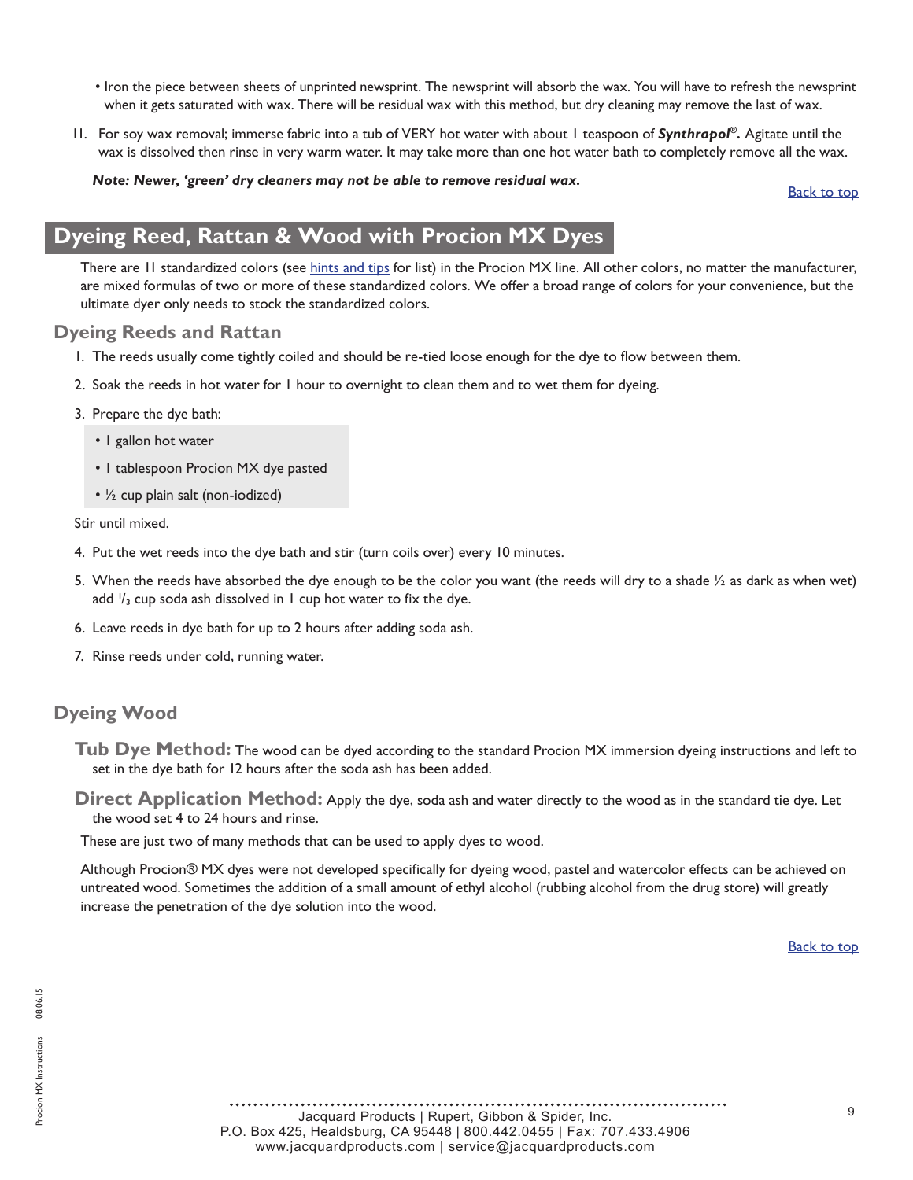- Iron the piece between sheets of unprinted newsprint. The newsprint will absorb the wax. You will have to refresh the newsprint when it gets saturated with wax. There will be residual wax with this method, but dry cleaning may remove the last of wax.

11. For soy wax removal; immerse fabric into a tub of VERY hot water with about 1 teaspoon of ***Synthrapol®.*** Agitate until the wax is dissolved then rinse in very warm water. It may take more than one hot water bath to completely remove all the wax.

***Note: Newer, 'green' dry cleaners may not be able to remove residual wax.***

Back to top

## Dyeing Reed, Rattan & Wood with Procion MX Dyes

There are 11 standardized colors (see hints and tips for list) in the Procion MX line. All other colors, no matter the manufacturer, are mixed formulas of two or more of these standardized colors. We offer a broad range of colors for your convenience, but the ultimate dyer only needs to stock the standardized colors.

### Dyeing Reeds and Rattan

1. The reeds usually come tightly coiled and should be re-tied loose enough for the dye to flow between them.
2. Soak the reeds in hot water for 1 hour to overnight to clean them and to wet them for dyeing.
3. Prepare the dye bath:
   - 1 gallon hot water
   - 1 tablespoon Procion MX dye pasted
   - ½ cup plain salt (non-iodized)

   Stir until mixed.
4. Put the wet reeds into the dye bath and stir (turn coils over) every 10 minutes.
5. When the reeds have absorbed the dye enough to be the color you want (the reeds will dry to a shade ½ as dark as when wet) add ⅓ cup soda ash dissolved in 1 cup hot water to fix the dye.
6. Leave reeds in dye bath for up to 2 hours after adding soda ash.
7. Rinse reeds under cold, running water.

### Dyeing Wood

**Tub Dye Method:** The wood can be dyed according to the standard Procion MX immersion dyeing instructions and left to set in the dye bath for 12 hours after the soda ash has been added.

**Direct Application Method:** Apply the dye, soda ash and water directly to the wood as in the standard tie dye. Let the wood set 4 to 24 hours and rinse.

These are just two of many methods that can be used to apply dyes to wood.

Although Procion® MX dyes were not developed specifically for dyeing wood, pastel and watercolor effects can be achieved on untreated wood. Sometimes the addition of a small amount of ethyl alcohol (rubbing alcohol from the drug store) will greatly increase the penetration of the dye solution into the wood.

Back to top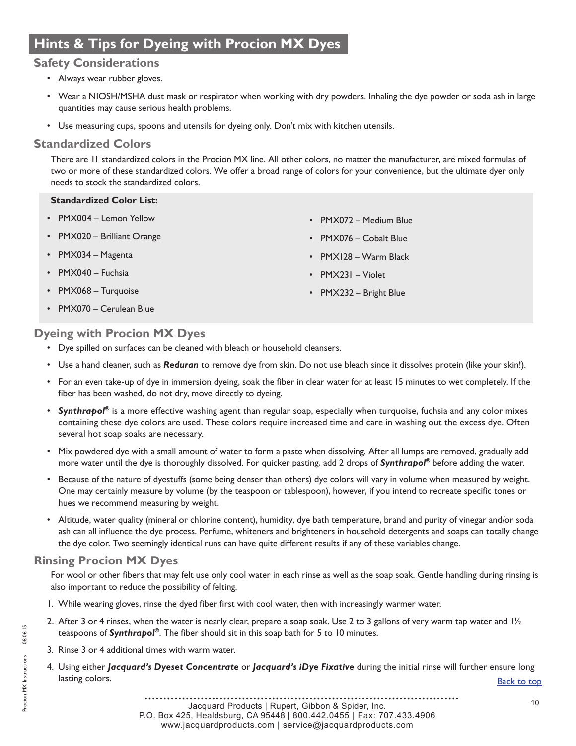# Hints & Tips for Dyeing with Procion MX Dyes

## Safety Considerations

- Always wear rubber gloves.
- Wear a NIOSH/MSHA dust mask or respirator when working with dry powders. Inhaling the dye powder or soda ash in large quantities may cause serious health problems.
- Use measuring cups, spoons and utensils for dyeing only. Don't mix with kitchen utensils.

## Standardized Colors

There are 11 standardized colors in the Procion MX line. All other colors, no matter the manufacturer, are mixed formulas of two or more of these standardized colors. We offer a broad range of colors for your convenience, but the ultimate dyer only needs to stock the standardized colors.

**Standardized Color List:**

- PMX004 – Lemon Yellow
- PMX020 – Brilliant Orange
- PMX034 – Magenta
- PMX040 – Fuchsia
- PMX068 – Turquoise
- PMX070 – Cerulean Blue
- PMX072 – Medium Blue
- PMX076 – Cobalt Blue
- PMX128 – Warm Black
- PMX231 – Violet
- PMX232 – Bright Blue

## Dyeing with Procion MX Dyes

- Dye spilled on surfaces can be cleaned with bleach or household cleansers.
- Use a hand cleaner, such as ***Reduran*** to remove dye from skin. Do not use bleach since it dissolves protein (like your skin!).
- For an even take-up of dye in immersion dyeing, soak the fiber in clear water for at least 15 minutes to wet completely. If the fiber has been washed, do not dry, move directly to dyeing.
- ***Synthrapol***® is a more effective washing agent than regular soap, especially when turquoise, fuchsia and any color mixes containing these dye colors are used. These colors require increased time and care in washing out the excess dye. Often several hot soap soaks are necessary.
- Mix powdered dye with a small amount of water to form a paste when dissolving. After all lumps are removed, gradually add more water until the dye is thoroughly dissolved. For quicker pasting, add 2 drops of ***Synthrapol***® before adding the water.
- Because of the nature of dyestuffs (some being denser than others) dye colors will vary in volume when measured by weight. One may certainly measure by volume (by the teaspoon or tablespoon), however, if you intend to recreate specific tones or hues we recommend measuring by weight.
- Altitude, water quality (mineral or chlorine content), humidity, dye bath temperature, brand and purity of vinegar and/or soda ash can all influence the dye process. Perfume, whiteners and brighteners in household detergents and soaps can totally change the dye color. Two seemingly identical runs can have quite different results if any of these variables change.

## Rinsing Procion MX Dyes

For wool or other fibers that may felt use only cool water in each rinse as well as the soap soak. Gentle handling during rinsing is also important to reduce the possibility of felting.

1. While wearing gloves, rinse the dyed fiber first with cool water, then with increasingly warmer water.
2. After 3 or 4 rinses, when the water is nearly clear, prepare a soap soak. Use 2 to 3 gallons of very warm tap water and 1½ teaspoons of ***Synthrapol***®. The fiber should sit in this soap bath for 5 to 10 minutes.
3. Rinse 3 or 4 additional times with warm water.
4. Using either ***Jacquard's Dyeset Concentrate*** or ***Jacquard's iDye Fixative*** during the initial rinse will further ensure long lasting colors.

Back to top